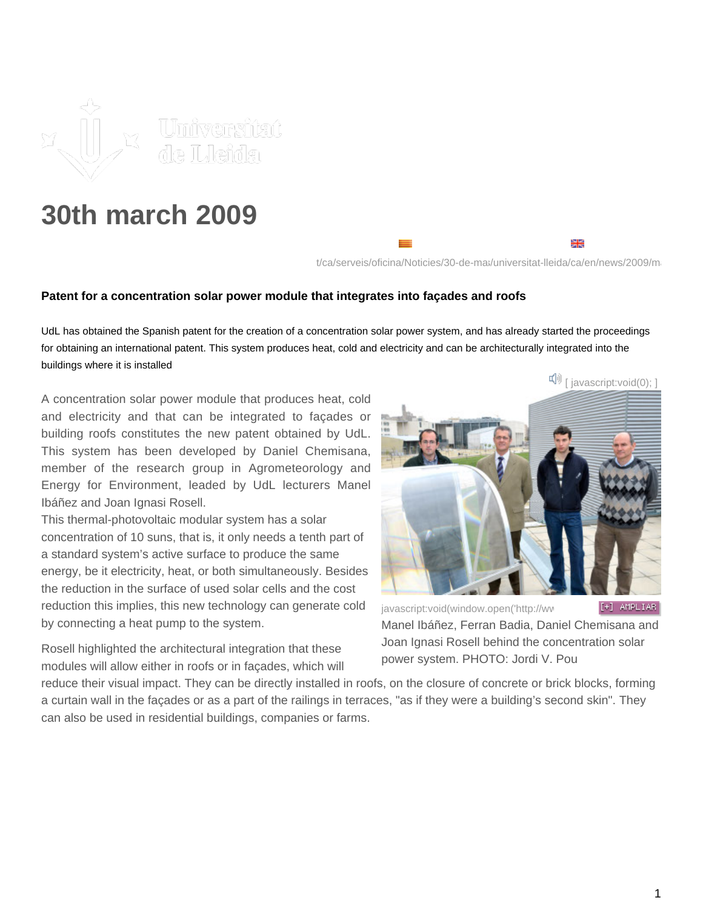# 30th march 2009

t/ca/serveis/oficina/Noticies/30-de-ma /universitat-lleida/ca/en/news/2009/m

**Patent for a concentration solar power module that integrates into façades and roofs**

UdL has obtained the Spanish patent for the creation of a concentration solar power system, and has already started the proceedings for obtaining an international patent. This system produces heat, cold and electricity and can be architecturally integrated into the buildings where it is installed

[ javascript:void(0); ]

A concentration solar power module that produces heat, cold and electricity and that can be integrated to façades or building roofs constitutes the new patent obtained by UdL. This system has been developed by Daniel Chemisana, member of the research group in Agrometeorology and Energy for Environment, leaded by UdL lecturers Manel Ibáñez and Joan Ignasi Rosell.

This thermal-photovoltaic modular system has a solar concentration of 10 suns, that is, it only needs a tenth part of a standard system's active surface to produce the same energy, be it electricity, heat, or both simultaneously. Besides the reduction in the surface of used solar cells and the cost reduction this implies, this new technology can generate cold by connecting a heat pump to the system.

javascript:void(window.open('http://ww [+] AMPLIAR

Manel Ibáñez, Ferran Badia, Daniel Chemisana and Joan Ignasi Rosell behind the concentration solar power system. PHOTO: Jordi V. Pou

Rosell highlighted the architectural integration that these modules will allow either in roofs or in façades, which will reduce their visual impact. They can be directly installed in roofs, on the closure of concrete or brick blocks, forming a curtain wall in the façades or as a part of the railings in terraces, "as if they were a building's second skin". They can also be used in residential buildings, companies or farms.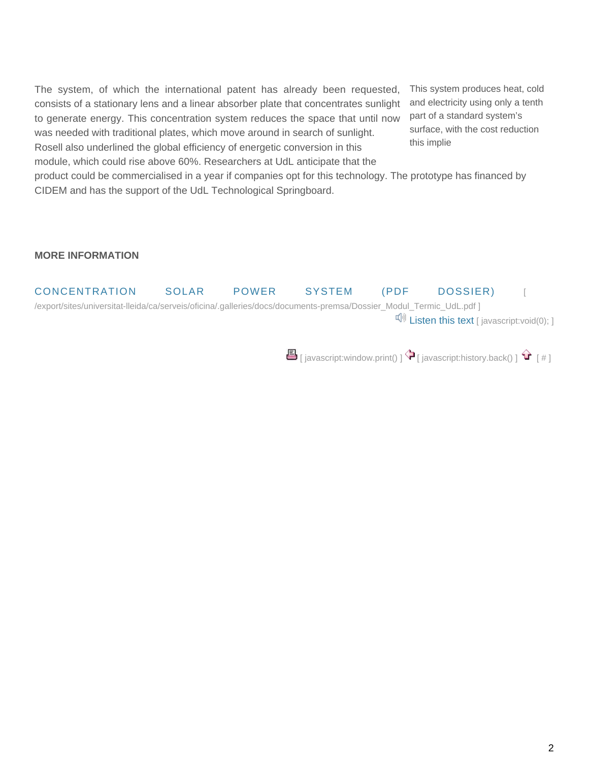The system, of which the international patent has already been requested, consists of a stationary lens and a linear absorber plate that concentrates sunlight to generate energy. This concentration system reduces the space that until now was needed with traditional plates, which move around in search of sunlight. Rosell also underlined the global efficiency of energetic conversion in this module, which could rise above 60%. Researchers at UdL anticipate that the product could be commercialised in a year if companies opt for this technology. The prototype has financed by CIDEM and has the support of the UdL Technological Springboard.

This system produces heat, cold and electricity using only a tenth part of a standard system's surface, with the cost reduction this implie

**MORE INFORMATION**

CONCENTRATION SOLAR POWER SYSTEM (PDF DOSSIER) [ /export/sites/universitat-lleida/ca/serveis/oficina/.galleries/docs/documents-premsa/Dossier_Modul_Termic_UdL.pdf ]

Listen this text [ javascript:void(0); ]

[ javascript:window.print() ] [ javascript:history.back() ] [ # ]